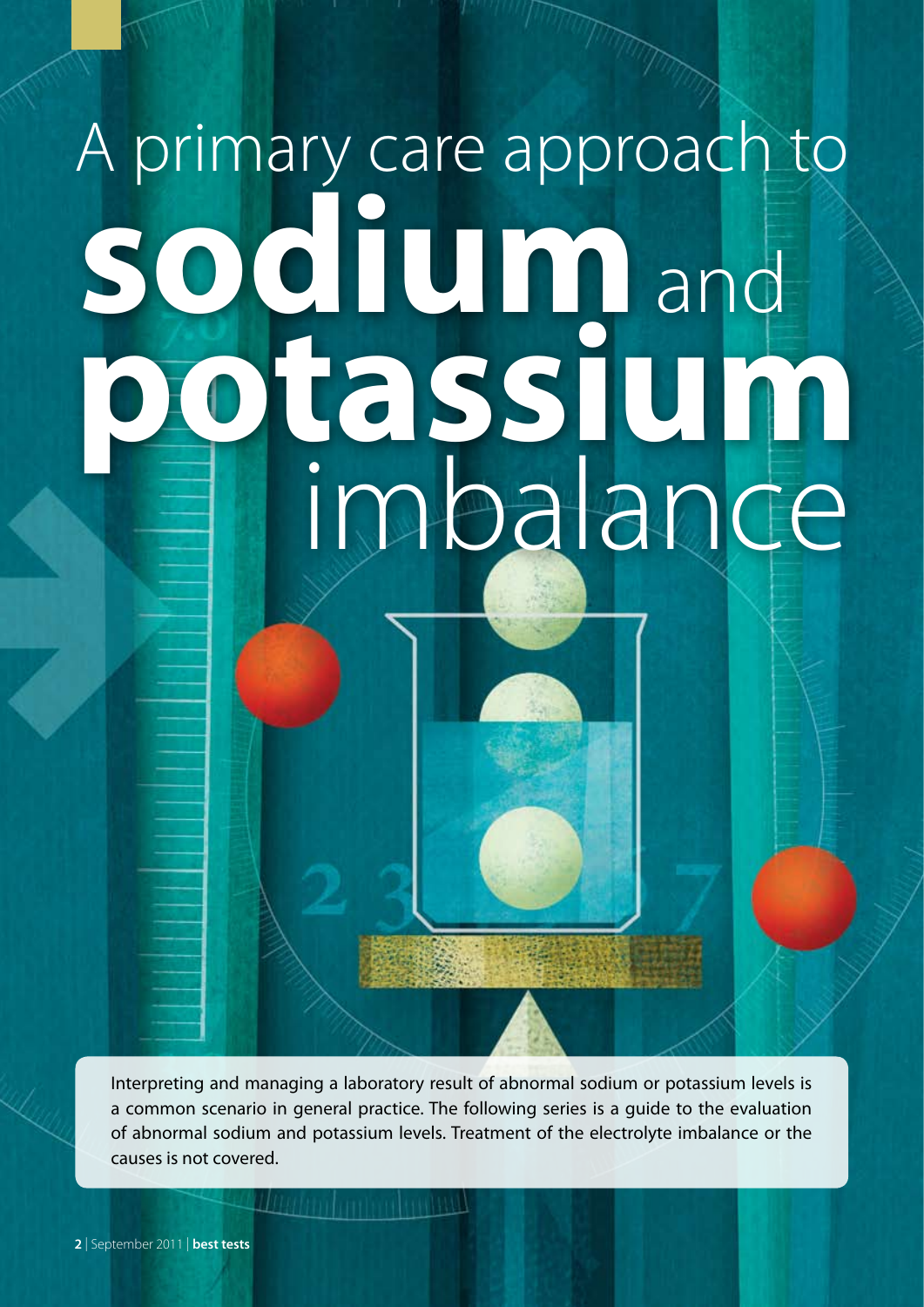# A primary care approach to sodium and potassium imbalance

Interpreting and managing a laboratory result of abnormal sodium or potassium levels is a common scenario in general practice. The following series is a guide to the evaluation of abnormal sodium and potassium levels. Treatment of the electrolyte imbalance or the causes is not covered.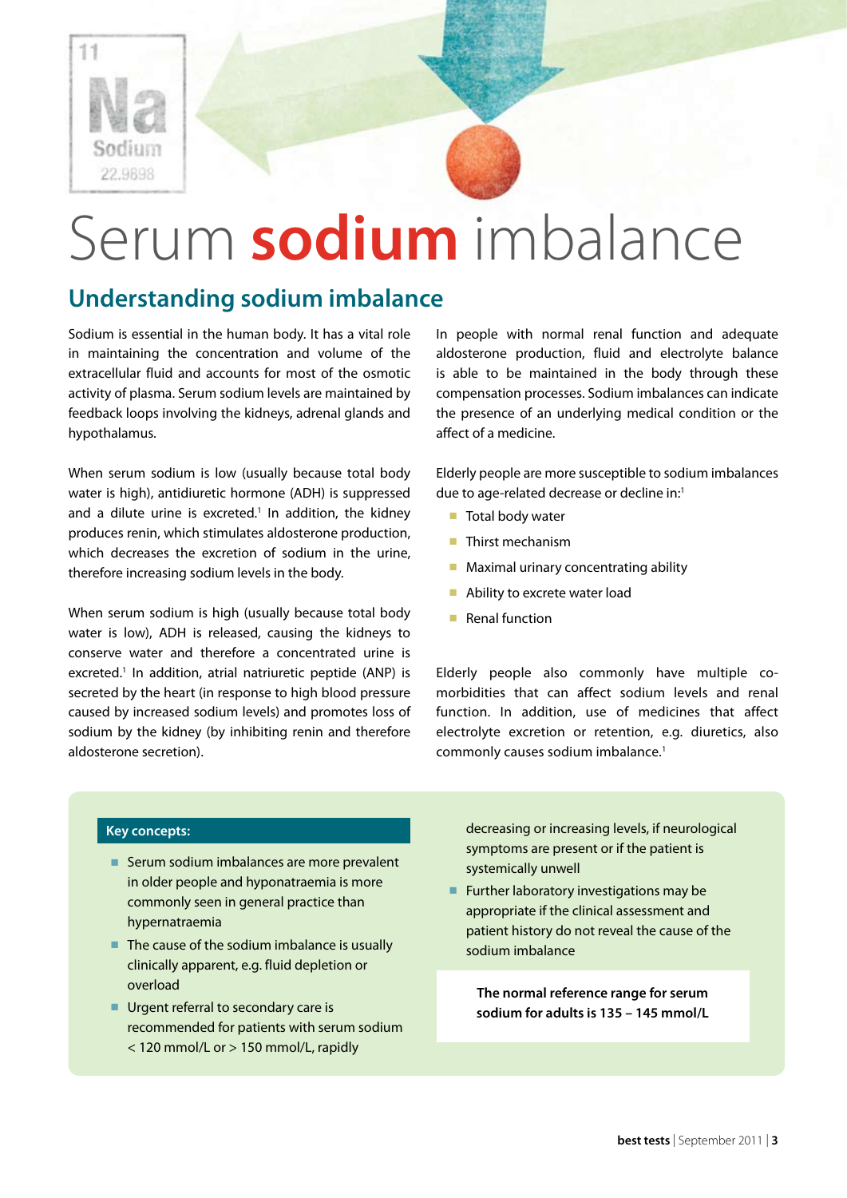# Serum sodium imbalance

## Understanding sodium imbalance

Sodium is essential in the human body. It has a vital role in maintaining the concentration and volume of the extracellular fluid and accounts for most of the osmotic activity of plasma. Serum sodium levels are maintained by feedback loops involving the kidneys, adrenal glands and hypothalamus.

When serum sodium is low (usually because total body water is high), antidiuretic hormone (ADH) is suppressed and a dilute urine is excreted.[1] In addition, the kidney produces renin, which stimulates aldosterone production, which decreases the excretion of sodium in the urine, therefore increasing sodium levels in the body.

When serum sodium is high (usually because total body water is low), ADH is released, causing the kidneys to conserve water and therefore a concentrated urine is excreted.[1] In addition, atrial natriuretic peptide (ANP) is secreted by the heart (in response to high blood pressure caused by increased sodium levels) and promotes loss of sodium by the kidney (by inhibiting renin and therefore aldosterone secretion).

In people with normal renal function and adequate aldosterone production, fluid and electrolyte balance is able to be maintained in the body through these compensation processes. Sodium imbalances can indicate the presence of an underlying medical condition or the affect of a medicine.

Elderly people are more susceptible to sodium imbalances due to age-related decrease or decline in:[1]

- Total body water
- Thirst mechanism
- Maximal urinary concentrating ability
- Ability to excrete water load
- Renal function

Elderly people also commonly have multiple co-morbidities that can affect sodium levels and renal function. In addition, use of medicines that affect electrolyte excretion or retention, e.g. diuretics, also commonly causes sodium imbalance.[1]

**Key concepts:**

- Serum sodium imbalances are more prevalent in older people and hyponatraemia is more commonly seen in general practice than hypernatraemia
- The cause of the sodium imbalance is usually clinically apparent, e.g. fluid depletion or overload
- Urgent referral to secondary care is recommended for patients with serum sodium < 120 mmol/L or > 150 mmol/L, rapidly decreasing or increasing levels, if neurological symptoms are present or if the patient is systemically unwell
- Further laboratory investigations may be appropriate if the clinical assessment and patient history do not reveal the cause of the sodium imbalance

**The normal reference range for serum sodium for adults is 135 – 145 mmol/L**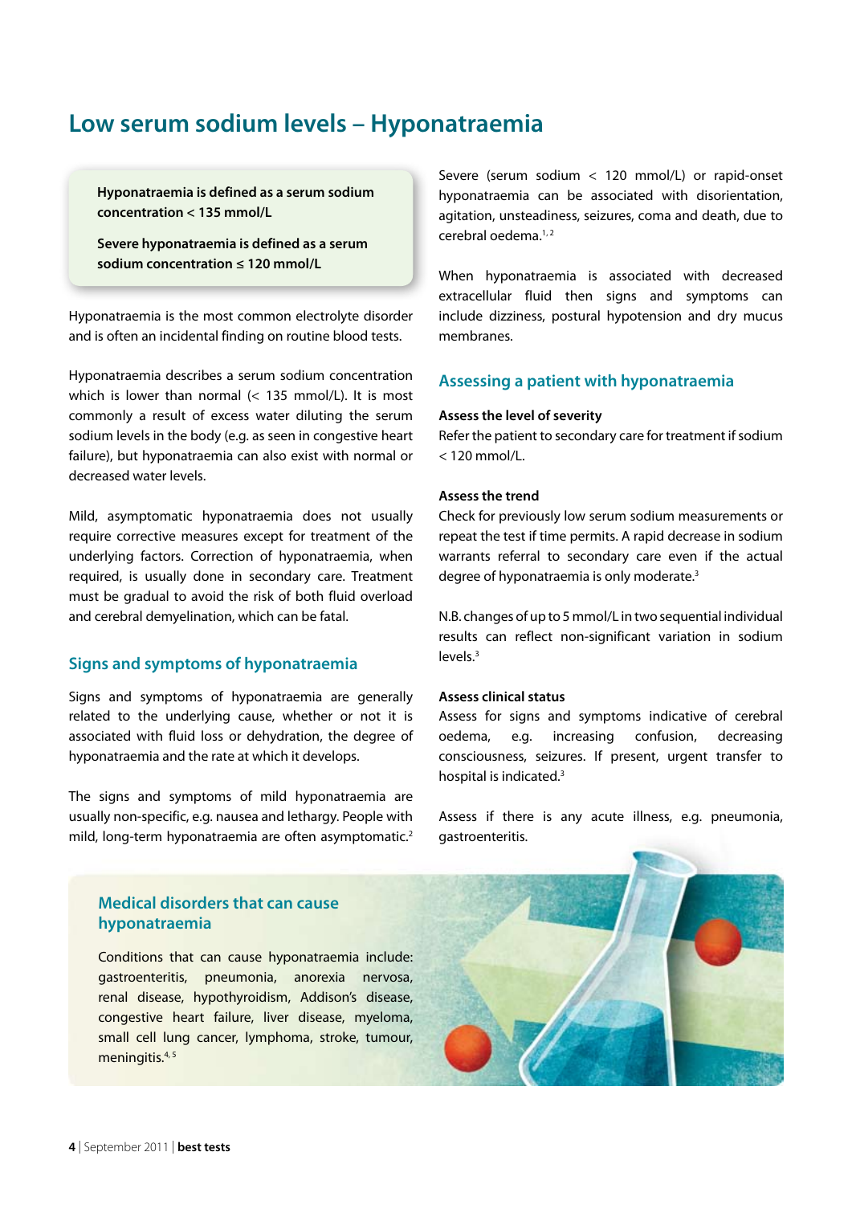# Low serum sodium levels – Hyponatraemia

**Hyponatraemia is defined as a serum sodium concentration < 135 mmol/L**

**Severe hyponatraemia is defined as a serum sodium concentration ≤ 120 mmol/L**

Hyponatraemia is the most common electrolyte disorder and is often an incidental finding on routine blood tests.

Hyponatraemia describes a serum sodium concentration which is lower than normal (< 135 mmol/L). It is most commonly a result of excess water diluting the serum sodium levels in the body (e.g. as seen in congestive heart failure), but hyponatraemia can also exist with normal or decreased water levels.

Mild, asymptomatic hyponatraemia does not usually require corrective measures except for treatment of the underlying factors. Correction of hyponatraemia, when required, is usually done in secondary care. Treatment must be gradual to avoid the risk of both fluid overload and cerebral demyelination, which can be fatal.

## Signs and symptoms of hyponatraemia

Signs and symptoms of hyponatraemia are generally related to the underlying cause, whether or not it is associated with fluid loss or dehydration, the degree of hyponatraemia and the rate at which it develops.

The signs and symptoms of mild hyponatraemia are usually non-specific, e.g. nausea and lethargy. People with mild, long-term hyponatraemia are often asymptomatic.[2]

Severe (serum sodium < 120 mmol/L) or rapid-onset hyponatraemia can be associated with disorientation, agitation, unsteadiness, seizures, coma and death, due to cerebral oedema.[1,2]

When hyponatraemia is associated with decreased extracellular fluid then signs and symptoms can include dizziness, postural hypotension and dry mucus membranes.

## Assessing a patient with hyponatraemia

**Assess the level of severity**

Refer the patient to secondary care for treatment if sodium < 120 mmol/L.

**Assess the trend**

Check for previously low serum sodium measurements or repeat the test if time permits. A rapid decrease in sodium warrants referral to secondary care even if the actual degree of hyponatraemia is only moderate.[3]

N.B. changes of up to 5 mmol/L in two sequential individual results can reflect non-significant variation in sodium levels.[3]

**Assess clinical status**

Assess for signs and symptoms indicative of cerebral oedema, e.g. increasing confusion, decreasing consciousness, seizures. If present, urgent transfer to hospital is indicated.[3]

Assess if there is any acute illness, e.g. pneumonia, gastroenteritis.

### Medical disorders that can cause hyponatraemia

Conditions that can cause hyponatraemia include: gastroenteritis, pneumonia, anorexia nervosa, renal disease, hypothyroidism, Addison's disease, congestive heart failure, liver disease, myeloma, small cell lung cancer, lymphoma, stroke, tumour, meningitis.[4,5]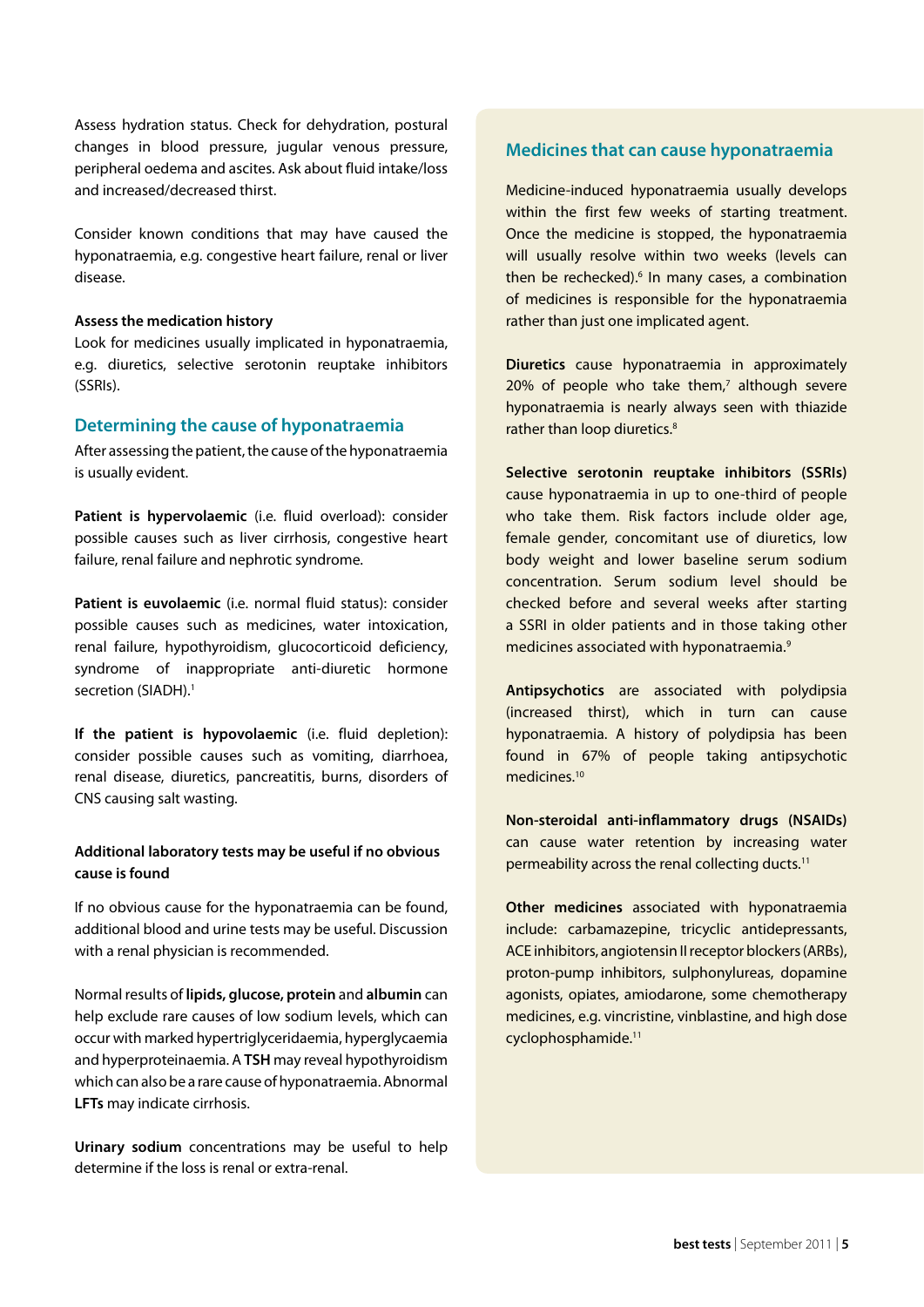Assess hydration status. Check for dehydration, postural changes in blood pressure, jugular venous pressure, peripheral oedema and ascites. Ask about fluid intake/loss and increased/decreased thirst.

Consider known conditions that may have caused the hyponatraemia, e.g. congestive heart failure, renal or liver disease.

**Assess the medication history**

Look for medicines usually implicated in hyponatraemia, e.g. diuretics, selective serotonin reuptake inhibitors (SSRIs).

## Determining the cause of hyponatraemia

After assessing the patient, the cause of the hyponatraemia is usually evident.

**Patient is hypervolaemic** (i.e. fluid overload): consider possible causes such as liver cirrhosis, congestive heart failure, renal failure and nephrotic syndrome.

**Patient is euvolaemic** (i.e. normal fluid status): consider possible causes such as medicines, water intoxication, renal failure, hypothyroidism, glucocorticoid deficiency, syndrome of inappropriate anti-diuretic hormone secretion (SIADH).[1]

**If the patient is hypovolaemic** (i.e. fluid depletion): consider possible causes such as vomiting, diarrhoea, renal disease, diuretics, pancreatitis, burns, disorders of CNS causing salt wasting.

**Additional laboratory tests may be useful if no obvious cause is found**

If no obvious cause for the hyponatraemia can be found, additional blood and urine tests may be useful. Discussion with a renal physician is recommended.

Normal results of **lipids, glucose, protein** and **albumin** can help exclude rare causes of low sodium levels, which can occur with marked hypertriglyceridaemia, hyperglycaemia and hyperproteinaemia. A **TSH** may reveal hypothyroidism which can also be a rare cause of hyponatraemia. Abnormal **LFTs** may indicate cirrhosis.

**Urinary sodium** concentrations may be useful to help determine if the loss is renal or extra-renal.

## Medicines that can cause hyponatraemia

Medicine-induced hyponatraemia usually develops within the first few weeks of starting treatment. Once the medicine is stopped, the hyponatraemia will usually resolve within two weeks (levels can then be rechecked).[6] In many cases, a combination of medicines is responsible for the hyponatraemia rather than just one implicated agent.

**Diuretics** cause hyponatraemia in approximately 20% of people who take them,[7] although severe hyponatraemia is nearly always seen with thiazide rather than loop diuretics.[8]

**Selective serotonin reuptake inhibitors (SSRIs)** cause hyponatraemia in up to one-third of people who take them. Risk factors include older age, female gender, concomitant use of diuretics, low body weight and lower baseline serum sodium concentration. Serum sodium level should be checked before and several weeks after starting a SSRI in older patients and in those taking other medicines associated with hyponatraemia.[9]

**Antipsychotics** are associated with polydipsia (increased thirst), which in turn can cause hyponatraemia. A history of polydipsia has been found in 67% of people taking antipsychotic medicines.[10]

**Non-steroidal anti-inflammatory drugs (NSAIDs)** can cause water retention by increasing water permeability across the renal collecting ducts.[11]

**Other medicines** associated with hyponatraemia include: carbamazepine, tricyclic antidepressants, ACE inhibitors, angiotensin II receptor blockers (ARBs), proton-pump inhibitors, sulphonylureas, dopamine agonists, opiates, amiodarone, some chemotherapy medicines, e.g. vincristine, vinblastine, and high dose cyclophosphamide.[11]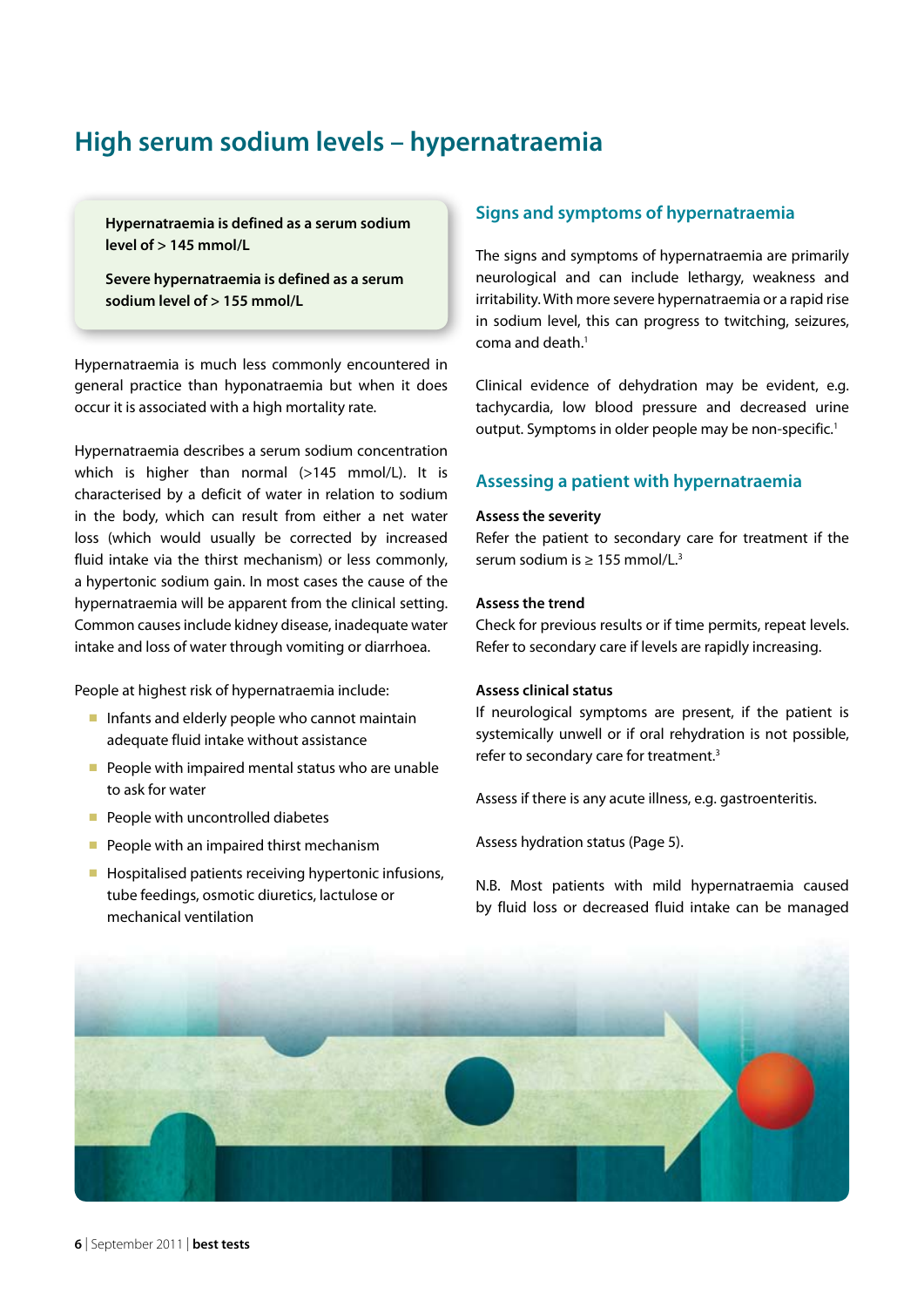# High serum sodium levels – hypernatraemia

**Hypernatraemia is defined as a serum sodium level of > 145 mmol/L**

**Severe hypernatraemia is defined as a serum sodium level of > 155 mmol/L**

Hypernatraemia is much less commonly encountered in general practice than hyponatraemia but when it does occur it is associated with a high mortality rate.

Hypernatraemia describes a serum sodium concentration which is higher than normal (>145 mmol/L). It is characterised by a deficit of water in relation to sodium in the body, which can result from either a net water loss (which would usually be corrected by increased fluid intake via the thirst mechanism) or less commonly, a hypertonic sodium gain. In most cases the cause of the hypernatraemia will be apparent from the clinical setting. Common causes include kidney disease, inadequate water intake and loss of water through vomiting or diarrhoea.

People at highest risk of hypernatraemia include:

- Infants and elderly people who cannot maintain adequate fluid intake without assistance
- People with impaired mental status who are unable to ask for water
- People with uncontrolled diabetes
- People with an impaired thirst mechanism
- Hospitalised patients receiving hypertonic infusions, tube feedings, osmotic diuretics, lactulose or mechanical ventilation

## Signs and symptoms of hypernatraemia

The signs and symptoms of hypernatraemia are primarily neurological and can include lethargy, weakness and irritability. With more severe hypernatraemia or a rapid rise in sodium level, this can progress to twitching, seizures, coma and death.[1]

Clinical evidence of dehydration may be evident, e.g. tachycardia, low blood pressure and decreased urine output. Symptoms in older people may be non-specific.[1]

## Assessing a patient with hypernatraemia

**Assess the severity**

Refer the patient to secondary care for treatment if the serum sodium is ≥ 155 mmol/L.[3]

**Assess the trend**

Check for previous results or if time permits, repeat levels. Refer to secondary care if levels are rapidly increasing.

**Assess clinical status**

If neurological symptoms are present, if the patient is systemically unwell or if oral rehydration is not possible, refer to secondary care for treatment.[3]

Assess if there is any acute illness, e.g. gastroenteritis.

Assess hydration status (Page 5).

N.B. Most patients with mild hypernatraemia caused by fluid loss or decreased fluid intake can be managed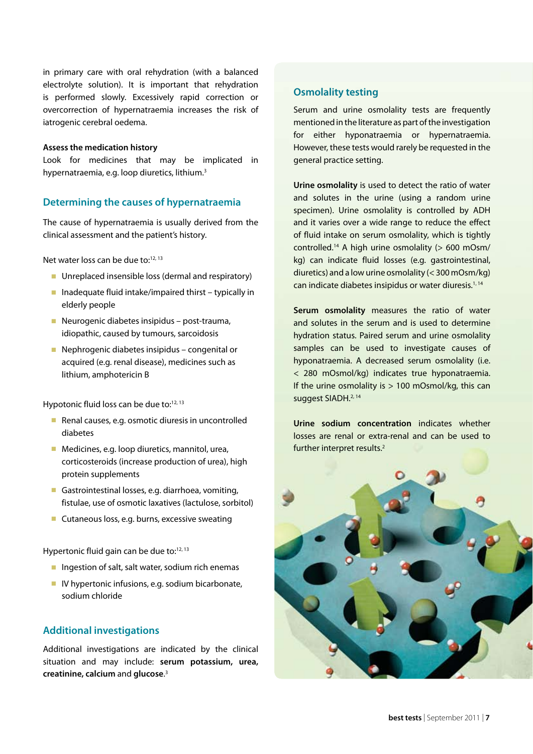in primary care with oral rehydration (with a balanced electrolyte solution). It is important that rehydration is performed slowly. Excessively rapid correction or overcorrection of hypernatraemia increases the risk of iatrogenic cerebral oedema.

**Assess the medication history**

Look for medicines that may be implicated in hypernatraemia, e.g. loop diuretics, lithium.[3]

## Determining the causes of hypernatraemia

The cause of hypernatraemia is usually derived from the clinical assessment and the patient's history.

Net water loss can be due to:[12, 13]

- Unreplaced insensible loss (dermal and respiratory)
- Inadequate fluid intake/impaired thirst – typically in elderly people
- Neurogenic diabetes insipidus – post-trauma, idiopathic, caused by tumours, sarcoidosis
- Nephrogenic diabetes insipidus – congenital or acquired (e.g. renal disease), medicines such as lithium, amphotericin B

Hypotonic fluid loss can be due to:[12, 13]

- Renal causes, e.g. osmotic diuresis in uncontrolled diabetes
- Medicines, e.g. loop diuretics, mannitol, urea, corticosteroids (increase production of urea), high protein supplements
- Gastrointestinal losses, e.g. diarrhoea, vomiting, fistulae, use of osmotic laxatives (lactulose, sorbitol)
- Cutaneous loss, e.g. burns, excessive sweating

Hypertonic fluid gain can be due to:[12, 13]

- Ingestion of salt, salt water, sodium rich enemas
- IV hypertonic infusions, e.g. sodium bicarbonate, sodium chloride

## Additional investigations

Additional investigations are indicated by the clinical situation and may include: **serum potassium, urea, creatinine, calcium** and **glucose**.[3]

## Osmolality testing

Serum and urine osmolality tests are frequently mentioned in the literature as part of the investigation for either hyponatraemia or hypernatraemia. However, these tests would rarely be requested in the general practice setting.

**Urine osmolality** is used to detect the ratio of water and solutes in the urine (using a random urine specimen). Urine osmolality is controlled by ADH and it varies over a wide range to reduce the effect of fluid intake on serum osmolality, which is tightly controlled.[14] A high urine osmolality (> 600 mOsm/kg) can indicate fluid losses (e.g. gastrointestinal, diuretics) and a low urine osmolality (< 300 mOsm/kg) can indicate diabetes insipidus or water diuresis.[1, 14]

**Serum osmolality** measures the ratio of water and solutes in the serum and is used to determine hydration status. Paired serum and urine osmolality samples can be used to investigate causes of hyponatraemia. A decreased serum osmolality (i.e. < 280 mOsmol/kg) indicates true hyponatraemia. If the urine osmolality is > 100 mOsmol/kg, this can suggest SIADH.[2, 14]

**Urine sodium concentration** indicates whether losses are renal or extra-renal and can be used to further interpret results.[2]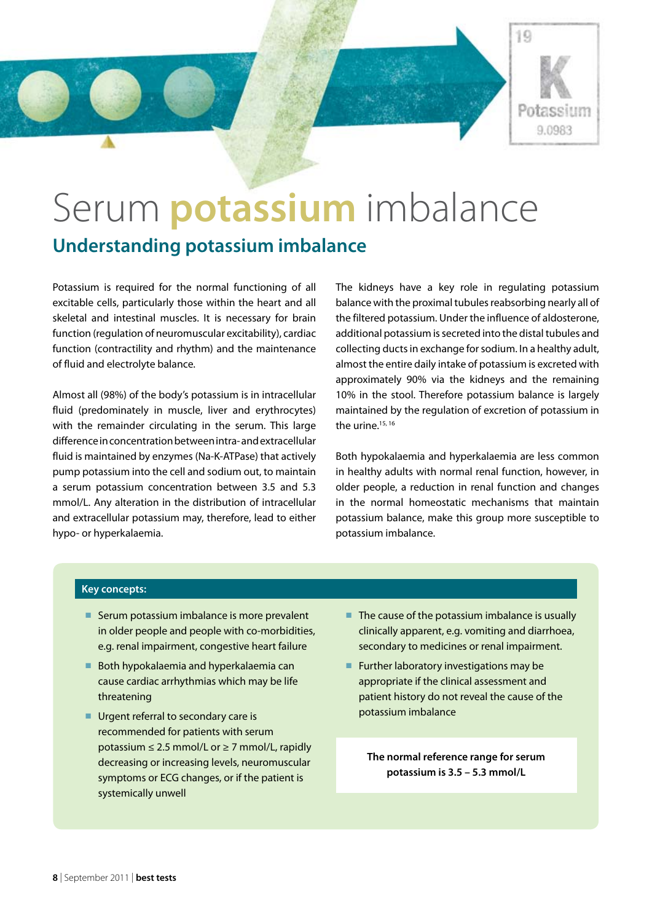# Serum **potassium** imbalance

## Understanding potassium imbalance

Potassium is required for the normal functioning of all excitable cells, particularly those within the heart and all skeletal and intestinal muscles. It is necessary for brain function (regulation of neuromuscular excitability), cardiac function (contractility and rhythm) and the maintenance of fluid and electrolyte balance.

Almost all (98%) of the body's potassium is in intracellular fluid (predominately in muscle, liver and erythrocytes) with the remainder circulating in the serum. This large difference in concentration between intra- and extracellular fluid is maintained by enzymes (Na-K-ATPase) that actively pump potassium into the cell and sodium out, to maintain a serum potassium concentration between 3.5 and 5.3 mmol/L. Any alteration in the distribution of intracellular and extracellular potassium may, therefore, lead to either hypo- or hyperkalaemia.

The kidneys have a key role in regulating potassium balance with the proximal tubules reabsorbing nearly all of the filtered potassium. Under the influence of aldosterone, additional potassium is secreted into the distal tubules and collecting ducts in exchange for sodium. In a healthy adult, almost the entire daily intake of potassium is excreted with approximately 90% via the kidneys and the remaining 10% in the stool. Therefore potassium balance is largely maintained by the regulation of excretion of potassium in the urine.[15, 16]

Both hypokalaemia and hyperkalaemia are less common in healthy adults with normal renal function, however, in older people, a reduction in renal function and changes in the normal homeostatic mechanisms that maintain potassium balance, make this group more susceptible to potassium imbalance.

**Key concepts:**

- Serum potassium imbalance is more prevalent in older people and people with co-morbidities, e.g. renal impairment, congestive heart failure
- Both hypokalaemia and hyperkalaemia can cause cardiac arrhythmias which may be life threatening
- Urgent referral to secondary care is recommended for patients with serum potassium ≤ 2.5 mmol/L or ≥ 7 mmol/L, rapidly decreasing or increasing levels, neuromuscular symptoms or ECG changes, or if the patient is systemically unwell
- The cause of the potassium imbalance is usually clinically apparent, e.g. vomiting and diarrhoea, secondary to medicines or renal impairment.
- Further laboratory investigations may be appropriate if the clinical assessment and patient history do not reveal the cause of the potassium imbalance

**The normal reference range for serum potassium is 3.5 – 5.3 mmol/L**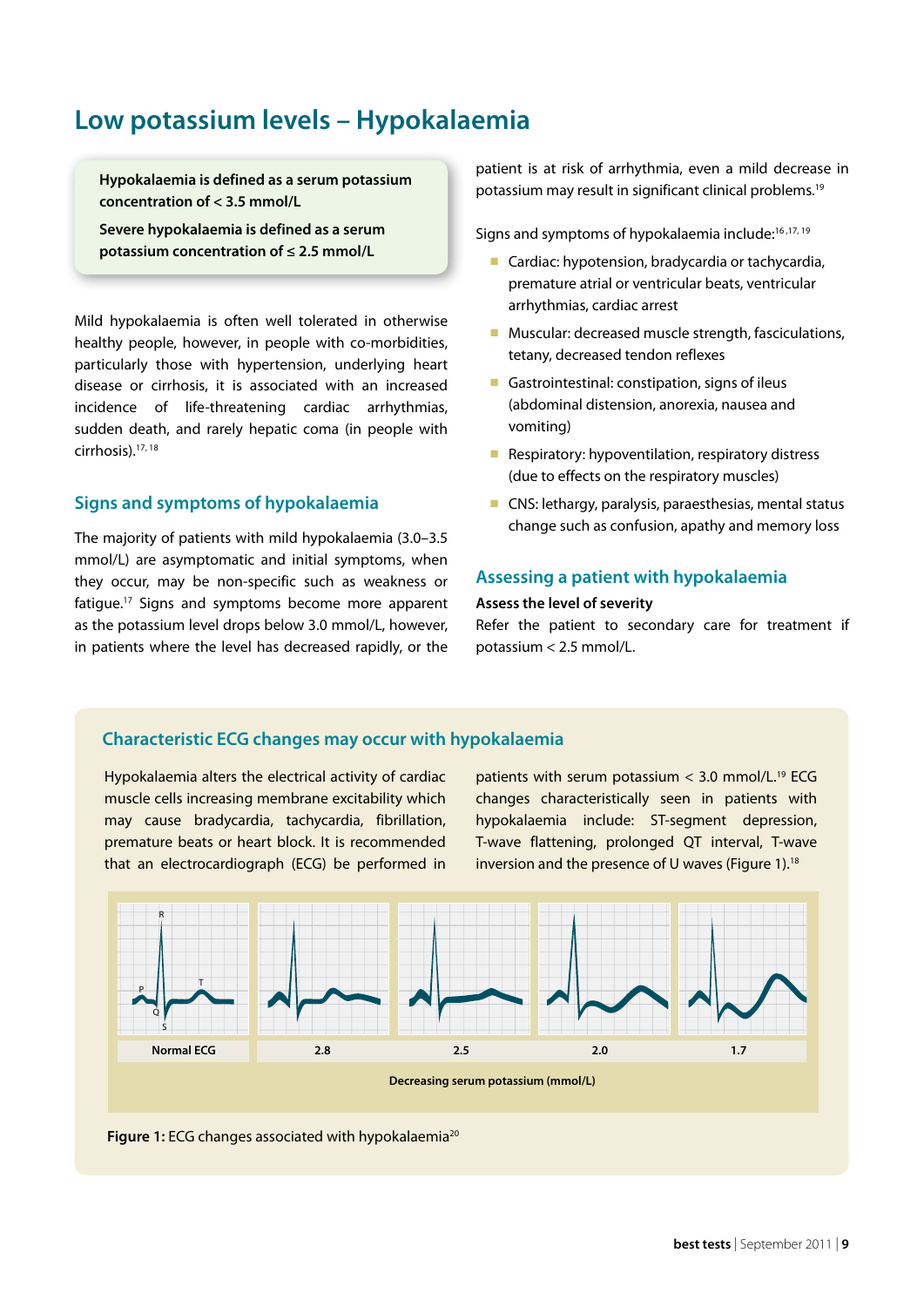# Low potassium levels – Hypokalaemia

**Hypokalaemia is defined as a serum potassium concentration of < 3.5 mmol/L**

**Severe hypokalaemia is defined as a serum potassium concentration of ≤ 2.5 mmol/L**

Mild hypokalaemia is often well tolerated in otherwise healthy people, however, in people with co-morbidities, particularly those with hypertension, underlying heart disease or cirrhosis, it is associated with an increased incidence of life-threatening cardiac arrhythmias, sudden death, and rarely hepatic coma (in people with cirrhosis).[17, 18]

## Signs and symptoms of hypokalaemia

The majority of patients with mild hypokalaemia (3.0–3.5 mmol/L) are asymptomatic and initial symptoms, when they occur, may be non-specific such as weakness or fatigue.[17] Signs and symptoms become more apparent as the potassium level drops below 3.0 mmol/L, however, in patients where the level has decreased rapidly, or the patient is at risk of arrhythmia, even a mild decrease in potassium may result in significant clinical problems.[19]

Signs and symptoms of hypokalaemia include:[16, 17, 19]

- Cardiac: hypotension, bradycardia or tachycardia, premature atrial or ventricular beats, ventricular arrhythmias, cardiac arrest
- Muscular: decreased muscle strength, fasciculations, tetany, decreased tendon reflexes
- Gastrointestinal: constipation, signs of ileus (abdominal distension, anorexia, nausea and vomiting)
- Respiratory: hypoventilation, respiratory distress (due to effects on the respiratory muscles)
- CNS: lethargy, paralysis, paraesthesias, mental status change such as confusion, apathy and memory loss

## Assessing a patient with hypokalaemia

**Assess the level of severity**

Refer the patient to secondary care for treatment if potassium < 2.5 mmol/L.

### Characteristic ECG changes may occur with hypokalaemia

Hypokalaemia alters the electrical activity of cardiac muscle cells increasing membrane excitability which may cause bradycardia, tachycardia, fibrillation, premature beats or heart block. It is recommended that an electrocardiograph (ECG) be performed in patients with serum potassium < 3.0 mmol/L.[19] ECG changes characteristically seen in patients with hypokalaemia include: ST-segment depression, T-wave flattening, prolonged QT interval, T-wave inversion and the presence of U waves (Figure 1).[18]

Normal ECG | 2.8 | 2.5 | 2.0 | 1.7

Decreasing serum potassium (mmol/L)

**Figure 1:** ECG changes associated with hypokalaemia[20]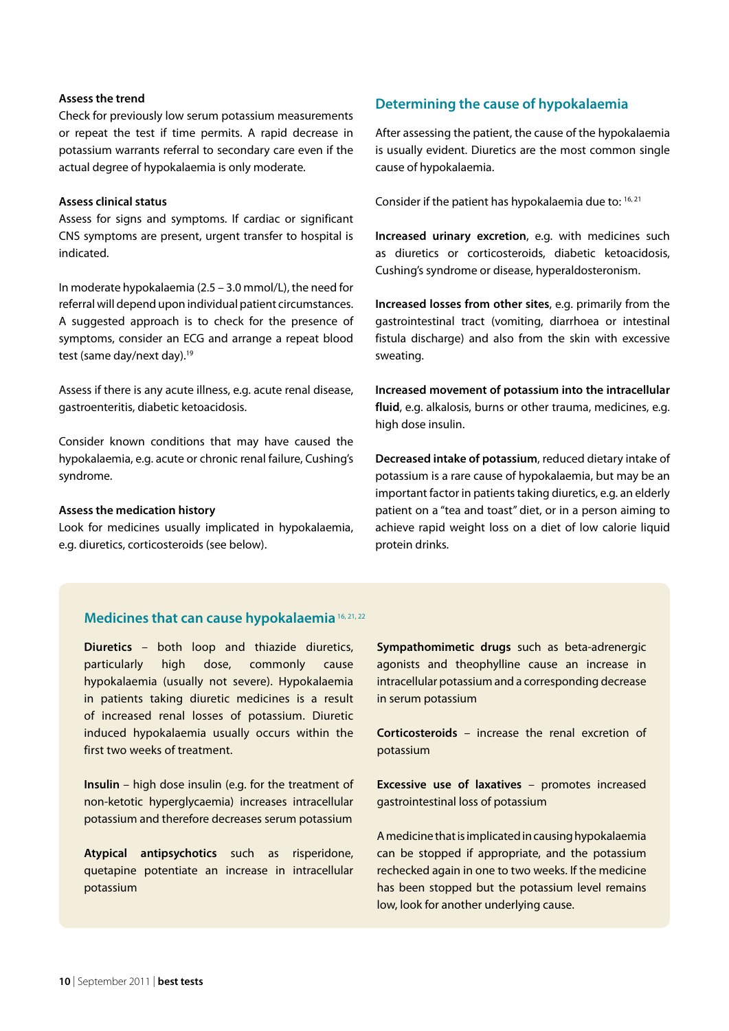**Assess the trend**

Check for previously low serum potassium measurements or repeat the test if time permits. A rapid decrease in potassium warrants referral to secondary care even if the actual degree of hypokalaemia is only moderate.

**Assess clinical status**

Assess for signs and symptoms. If cardiac or significant CNS symptoms are present, urgent transfer to hospital is indicated.

In moderate hypokalaemia (2.5 – 3.0 mmol/L), the need for referral will depend upon individual patient circumstances. A suggested approach is to check for the presence of symptoms, consider an ECG and arrange a repeat blood test (same day/next day).[19]

Assess if there is any acute illness, e.g. acute renal disease, gastroenteritis, diabetic ketoacidosis.

Consider known conditions that may have caused the hypokalaemia, e.g. acute or chronic renal failure, Cushing's syndrome.

**Assess the medication history**

Look for medicines usually implicated in hypokalaemia, e.g. diuretics, corticosteroids (see below).

## Determining the cause of hypokalaemia

After assessing the patient, the cause of the hypokalaemia is usually evident. Diuretics are the most common single cause of hypokalaemia.

Consider if the patient has hypokalaemia due to:[16, 21]

**Increased urinary excretion**, e.g. with medicines such as diuretics or corticosteroids, diabetic ketoacidosis, Cushing's syndrome or disease, hyperaldosteronism.

**Increased losses from other sites**, e.g. primarily from the gastrointestinal tract (vomiting, diarrhoea or intestinal fistula discharge) and also from the skin with excessive sweating.

**Increased movement of potassium into the intracellular fluid**, e.g. alkalosis, burns or other trauma, medicines, e.g. high dose insulin.

**Decreased intake of potassium**, reduced dietary intake of potassium is a rare cause of hypokalaemia, but may be an important factor in patients taking diuretics, e.g. an elderly patient on a "tea and toast" diet, or in a person aiming to achieve rapid weight loss on a diet of low calorie liquid protein drinks.

### Medicines that can cause hypokalaemia[16, 21, 22]

**Diuretics** – both loop and thiazide diuretics, particularly high dose, commonly cause hypokalaemia (usually not severe). Hypokalaemia in patients taking diuretic medicines is a result of increased renal losses of potassium. Diuretic induced hypokalaemia usually occurs within the first two weeks of treatment.

**Insulin** – high dose insulin (e.g. for the treatment of non-ketotic hyperglycaemia) increases intracellular potassium and therefore decreases serum potassium

**Atypical antipsychotics** such as risperidone, quetapine potentiate an increase in intracellular potassium

**Sympathomimetic drugs** such as beta-adrenergic agonists and theophylline cause an increase in intracellular potassium and a corresponding decrease in serum potassium

**Corticosteroids** – increase the renal excretion of potassium

**Excessive use of laxatives** – promotes increased gastrointestinal loss of potassium

A medicine that is implicated in causing hypokalaemia can be stopped if appropriate, and the potassium rechecked again in one to two weeks. If the medicine has been stopped but the potassium level remains low, look for another underlying cause.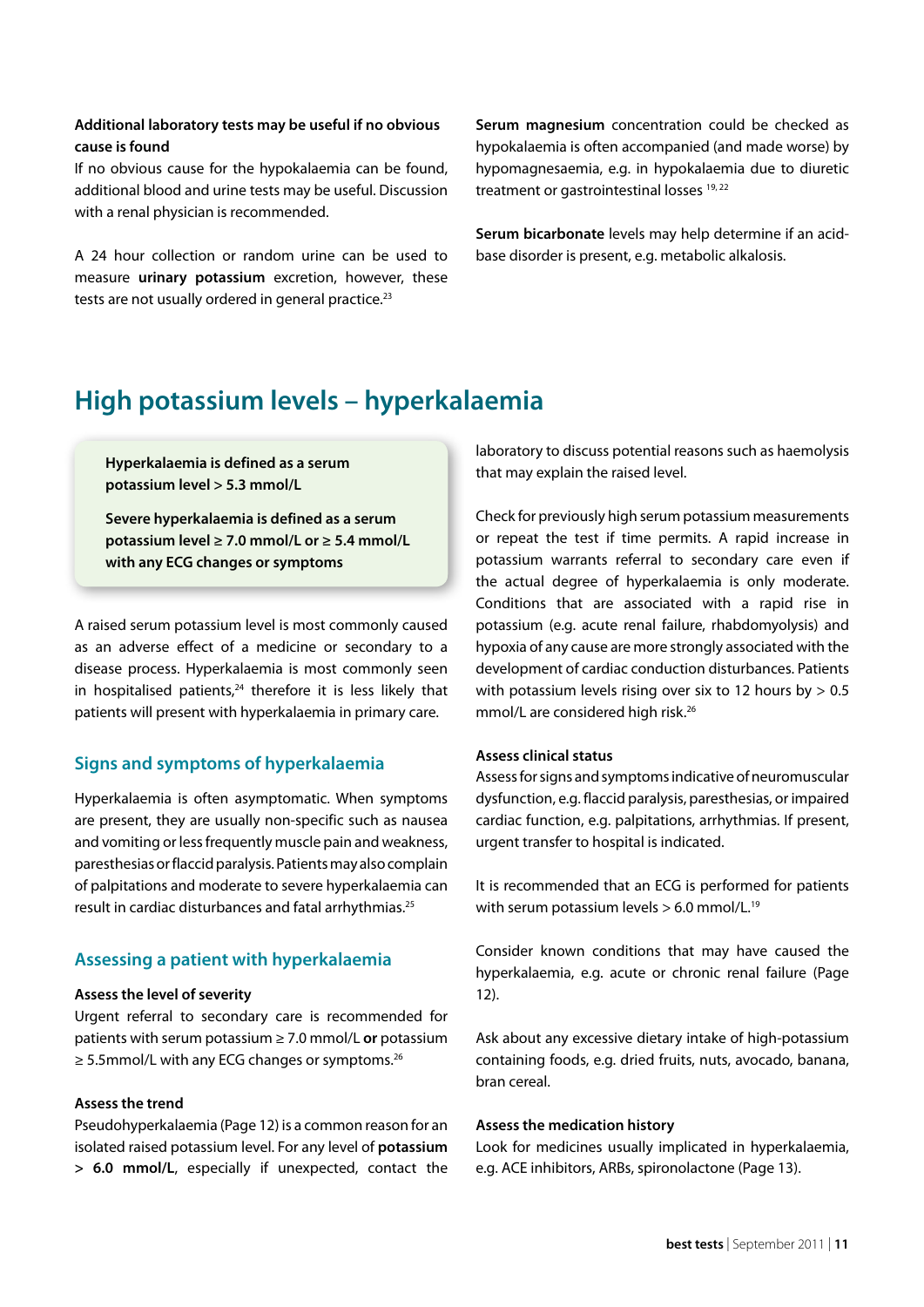**Additional laboratory tests may be useful if no obvious cause is found**

If no obvious cause for the hypokalaemia can be found, additional blood and urine tests may be useful. Discussion with a renal physician is recommended.

A 24 hour collection or random urine can be used to measure **urinary potassium** excretion, however, these tests are not usually ordered in general practice.[23]

**Serum magnesium** concentration could be checked as hypokalaemia is often accompanied (and made worse) by hypomagnesaemia, e.g. in hypokalaemia due to diuretic treatment or gastrointestinal losses [19, 22]

**Serum bicarbonate** levels may help determine if an acid-base disorder is present, e.g. metabolic alkalosis.

# High potassium levels – hyperkalaemia

**Hyperkalaemia is defined as a serum potassium level > 5.3 mmol/L**

**Severe hyperkalaemia is defined as a serum potassium level ≥ 7.0 mmol/L or ≥ 5.4 mmol/L with any ECG changes or symptoms**

A raised serum potassium level is most commonly caused as an adverse effect of a medicine or secondary to a disease process. Hyperkalaemia is most commonly seen in hospitalised patients,[24] therefore it is less likely that patients will present with hyperkalaemia in primary care.

## Signs and symptoms of hyperkalaemia

Hyperkalaemia is often asymptomatic. When symptoms are present, they are usually non-specific such as nausea and vomiting or less frequently muscle pain and weakness, paresthesias or flaccid paralysis. Patients may also complain of palpitations and moderate to severe hyperkalaemia can result in cardiac disturbances and fatal arrhythmias.[25]

## Assessing a patient with hyperkalaemia

**Assess the level of severity**

Urgent referral to secondary care is recommended for patients with serum potassium ≥ 7.0 mmol/L **or** potassium ≥ 5.5mmol/L with any ECG changes or symptoms.[26]

**Assess the trend**

Pseudohyperkalaemia (Page 12) is a common reason for an isolated raised potassium level. For any level of **potassium > 6.0 mmol/L**, especially if unexpected, contact the laboratory to discuss potential reasons such as haemolysis that may explain the raised level.

Check for previously high serum potassium measurements or repeat the test if time permits. A rapid increase in potassium warrants referral to secondary care even if the actual degree of hyperkalaemia is only moderate. Conditions that are associated with a rapid rise in potassium (e.g. acute renal failure, rhabdomyolysis) and hypoxia of any cause are more strongly associated with the development of cardiac conduction disturbances. Patients with potassium levels rising over six to 12 hours by > 0.5 mmol/L are considered high risk.[26]

**Assess clinical status**

Assess for signs and symptoms indicative of neuromuscular dysfunction, e.g. flaccid paralysis, paresthesias, or impaired cardiac function, e.g. palpitations, arrhythmias. If present, urgent transfer to hospital is indicated.

It is recommended that an ECG is performed for patients with serum potassium levels > 6.0 mmol/L.[19]

Consider known conditions that may have caused the hyperkalaemia, e.g. acute or chronic renal failure (Page 12).

Ask about any excessive dietary intake of high-potassium containing foods, e.g. dried fruits, nuts, avocado, banana, bran cereal.

**Assess the medication history**

Look for medicines usually implicated in hyperkalaemia, e.g. ACE inhibitors, ARBs, spironolactone (Page 13).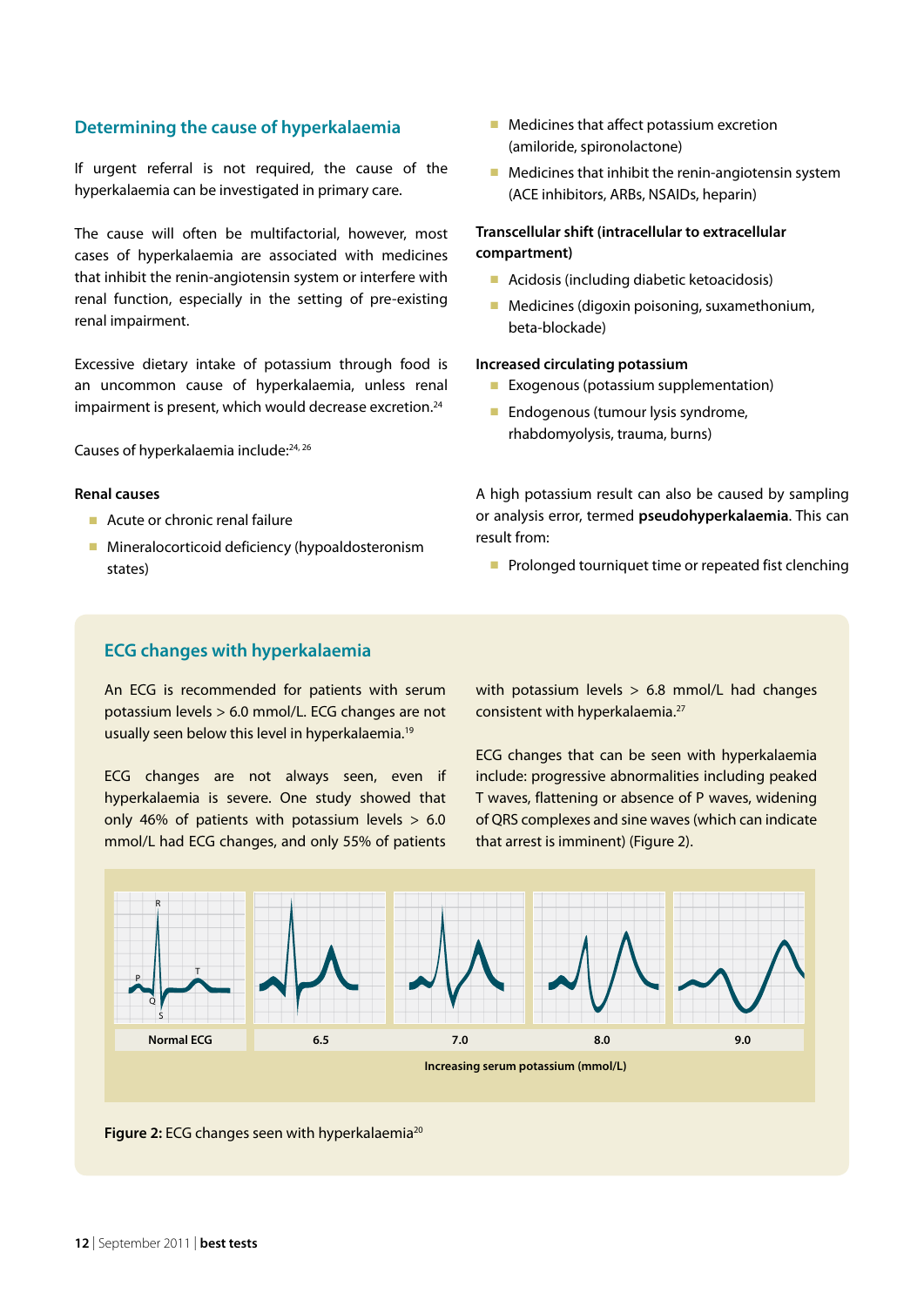## Determining the cause of hyperkalaemia

If urgent referral is not required, the cause of the hyperkalaemia can be investigated in primary care.

The cause will often be multifactorial, however, most cases of hyperkalaemia are associated with medicines that inhibit the renin-angiotensin system or interfere with renal function, especially in the setting of pre-existing renal impairment.

Excessive dietary intake of potassium through food is an uncommon cause of hyperkalaemia, unless renal impairment is present, which would decrease excretion.[24]

Causes of hyperkalaemia include:[24, 26]

**Renal causes**

- Acute or chronic renal failure
- Mineralocorticoid deficiency (hypoaldosteronism states)
- Medicines that affect potassium excretion (amiloride, spironolactone)
- Medicines that inhibit the renin-angiotensin system (ACE inhibitors, ARBs, NSAIDs, heparin)

**Transcellular shift (intracellular to extracellular compartment)**

- Acidosis (including diabetic ketoacidosis)
- Medicines (digoxin poisoning, suxamethonium, beta-blockade)

**Increased circulating potassium**

- Exogenous (potassium supplementation)
- Endogenous (tumour lysis syndrome, rhabdomyolysis, trauma, burns)

A high potassium result can also be caused by sampling or analysis error, termed **pseudohyperkalaemia**. This can result from:

- Prolonged tourniquet time or repeated fist clenching

## ECG changes with hyperkalaemia

An ECG is recommended for patients with serum potassium levels > 6.0 mmol/L. ECG changes are not usually seen below this level in hyperkalaemia.[19]

ECG changes are not always seen, even if hyperkalaemia is severe. One study showed that only 46% of patients with potassium levels > 6.0 mmol/L had ECG changes, and only 55% of patients with potassium levels > 6.8 mmol/L had changes consistent with hyperkalaemia.[27]

ECG changes that can be seen with hyperkalaemia include: progressive abnormalities including peaked T waves, flattening or absence of P waves, widening of QRS complexes and sine waves (which can indicate that arrest is imminent) (Figure 2).

Normal ECG | 6.5 | 7.0 | 8.0 | 9.0

Increasing serum potassium (mmol/L)

**Figure 2:** ECG changes seen with hyperkalaemia[20]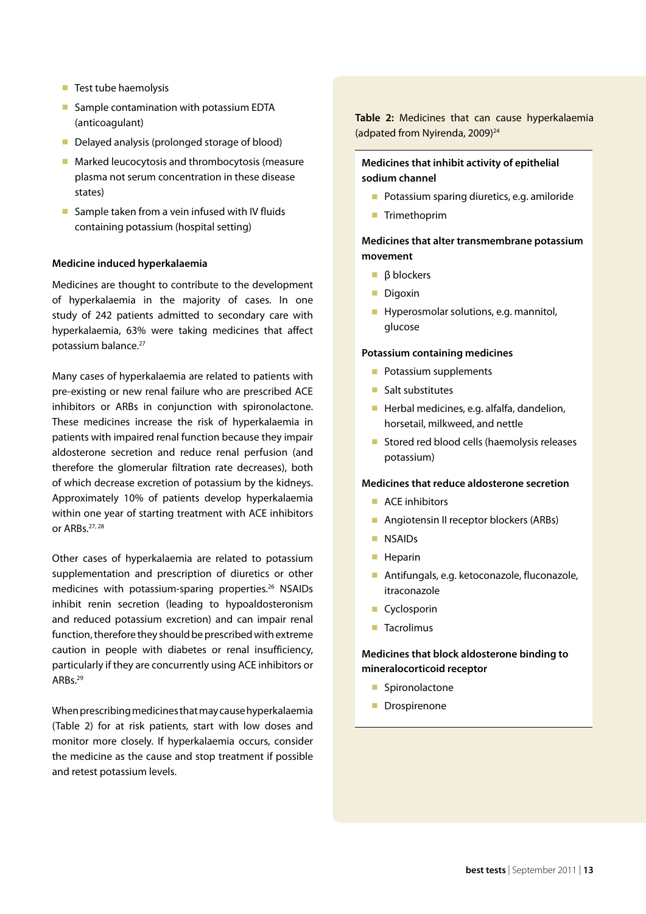- Test tube haemolysis
- Sample contamination with potassium EDTA (anticoagulant)
- Delayed analysis (prolonged storage of blood)
- Marked leucocytosis and thrombocytosis (measure plasma not serum concentration in these disease states)
- Sample taken from a vein infused with IV fluids containing potassium (hospital setting)

### Medicine induced hyperkalaemia

Medicines are thought to contribute to the development of hyperkalaemia in the majority of cases. In one study of 242 patients admitted to secondary care with hyperkalaemia, 63% were taking medicines that affect potassium balance.[27]

Many cases of hyperkalaemia are related to patients with pre-existing or new renal failure who are prescribed ACE inhibitors or ARBs in conjunction with spironolactone. These medicines increase the risk of hyperkalaemia in patients with impaired renal function because they impair aldosterone secretion and reduce renal perfusion (and therefore the glomerular filtration rate decreases), both of which decrease excretion of potassium by the kidneys. Approximately 10% of patients develop hyperkalaemia within one year of starting treatment with ACE inhibitors or ARBs.[27, 28]

Other cases of hyperkalaemia are related to potassium supplementation and prescription of diuretics or other medicines with potassium-sparing properties.[26] NSAIDs inhibit renin secretion (leading to hypoaldosteronism and reduced potassium excretion) and can impair renal function, therefore they should be prescribed with extreme caution in people with diabetes or renal insufficiency, particularly if they are concurrently using ACE inhibitors or ARBs.[29]

When prescribing medicines that may cause hyperkalaemia (Table 2) for at risk patients, start with low doses and monitor more closely. If hyperkalaemia occurs, consider the medicine as the cause and stop treatment if possible and retest potassium levels.

**Table 2:** Medicines that can cause hyperkalaemia (adpated from Nyirenda, 2009)[24]

**Medicines that inhibit activity of epithelial sodium channel**

- Potassium sparing diuretics, e.g. amiloride
- Trimethoprim

**Medicines that alter transmembrane potassium movement**

- β blockers
- Digoxin
- Hyperosmolar solutions, e.g. mannitol, glucose

**Potassium containing medicines**

- Potassium supplements
- Salt substitutes
- Herbal medicines, e.g. alfalfa, dandelion, horsetail, milkweed, and nettle
- Stored red blood cells (haemolysis releases potassium)

**Medicines that reduce aldosterone secretion**

- ACE inhibitors
- Angiotensin II receptor blockers (ARBs)
- NSAIDs
- Heparin
- Antifungals, e.g. ketoconazole, fluconazole, itraconazole
- Cyclosporin
- Tacrolimus

**Medicines that block aldosterone binding to mineralocorticoid receptor**

- Spironolactone
- Drospirenone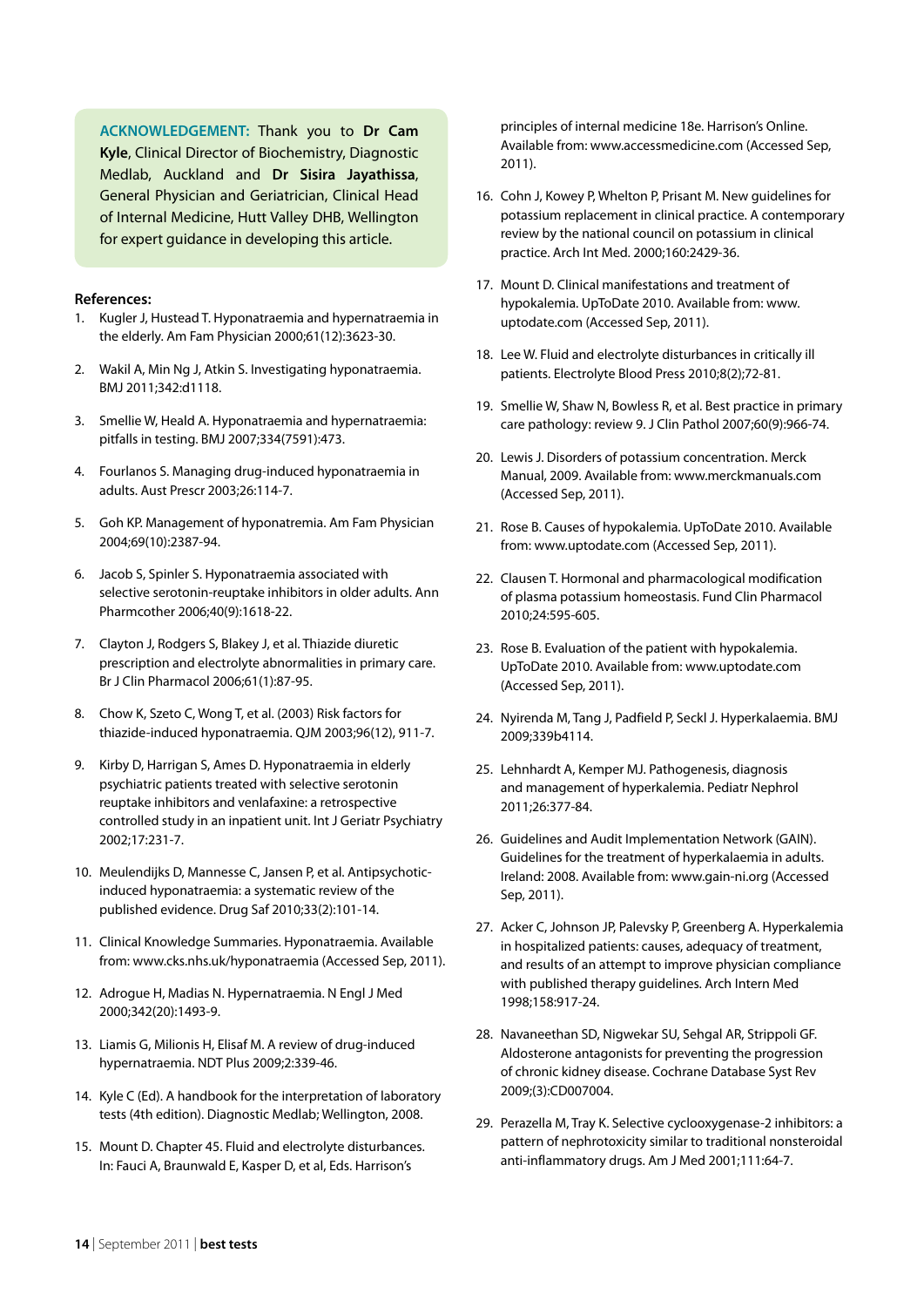**ACKNOWLEDGEMENT:** Thank you to **Dr Cam Kyle**, Clinical Director of Biochemistry, Diagnostic Medlab, Auckland and **Dr Sisira Jayathissa**, General Physician and Geriatrician, Clinical Head of Internal Medicine, Hutt Valley DHB, Wellington for expert guidance in developing this article.

**References:**

1. Kugler J, Hustead T. Hyponatraemia and hypernatraemia in the elderly. Am Fam Physician 2000;61(12):3623-30.
2. Wakil A, Min Ng J, Atkin S. Investigating hyponatraemia. BMJ 2011;342:d1118.
3. Smellie W, Heald A. Hyponatraemia and hypernatraemia: pitfalls in testing. BMJ 2007;334(7591):473.
4. Fourlanos S. Managing drug-induced hyponatraemia in adults. Aust Prescr 2003;26:114-7.
5. Goh KP. Management of hyponatremia. Am Fam Physician 2004;69(10):2387-94.
6. Jacob S, Spinler S. Hyponatraemia associated with selective serotonin-reuptake inhibitors in older adults. Ann Pharmcother 2006;40(9):1618-22.
7. Clayton J, Rodgers S, Blakey J, et al. Thiazide diuretic prescription and electrolyte abnormalities in primary care. Br J Clin Pharmacol 2006;61(1):87-95.
8. Chow K, Szeto C, Wong T, et al. (2003) Risk factors for thiazide-induced hyponatraemia. QJM 2003;96(12), 911-7.
9. Kirby D, Harrigan S, Ames D. Hyponatraemia in elderly psychiatric patients treated with selective serotonin reuptake inhibitors and venlafaxine: a retrospective controlled study in an inpatient unit. Int J Geriatr Psychiatry 2002;17:231-7.
10. Meulendijks D, Mannesse C, Jansen P, et al. Antipsychotic-induced hyponatraemia: a systematic review of the published evidence. Drug Saf 2010;33(2):101-14.
11. Clinical Knowledge Summaries. Hyponatraemia. Available from: www.cks.nhs.uk/hyponatraemia (Accessed Sep, 2011).
12. Adrogue H, Madias N. Hypernatraemia. N Engl J Med 2000;342(20):1493-9.
13. Liamis G, Milionis H, Elisaf M. A review of drug-induced hypernatraemia. NDT Plus 2009;2:339-46.
14. Kyle C (Ed). A handbook for the interpretation of laboratory tests (4th edition). Diagnostic Medlab; Wellington, 2008.
15. Mount D. Chapter 45. Fluid and electrolyte disturbances. In: Fauci A, Braunwald E, Kasper D, et al, Eds. Harrison's principles of internal medicine 18e. Harrison's Online. Available from: www.accessmedicine.com (Accessed Sep, 2011).
16. Cohn J, Kowey P, Whelton P, Prisant M. New guidelines for potassium replacement in clinical practice. A contemporary review by the national council on potassium in clinical practice. Arch Int Med. 2000;160:2429-36.
17. Mount D. Clinical manifestations and treatment of hypokalemia. UpToDate 2010. Available from: www.uptodate.com (Accessed Sep, 2011).
18. Lee W. Fluid and electrolyte disturbances in critically ill patients. Electrolyte Blood Press 2010;8(2);72-81.
19. Smellie W, Shaw N, Bowless R, et al. Best practice in primary care pathology: review 9. J Clin Pathol 2007;60(9):966-74.
20. Lewis J. Disorders of potassium concentration. Merck Manual, 2009. Available from: www.merckmanuals.com (Accessed Sep, 2011).
21. Rose B. Causes of hypokalemia. UpToDate 2010. Available from: www.uptodate.com (Accessed Sep, 2011).
22. Clausen T. Hormonal and pharmacological modification of plasma potassium homeostasis. Fund Clin Pharmacol 2010;24:595-605.
23. Rose B. Evaluation of the patient with hypokalemia. UpToDate 2010. Available from: www.uptodate.com (Accessed Sep, 2011).
24. Nyirenda M, Tang J, Padfield P, Seckl J. Hyperkalaemia. BMJ 2009;339b4114.
25. Lehnhardt A, Kemper MJ. Pathogenesis, diagnosis and management of hyperkalemia. Pediatr Nephrol 2011;26:377-84.
26. Guidelines and Audit Implementation Network (GAIN). Guidelines for the treatment of hyperkalaemia in adults. Ireland: 2008. Available from: www.gain-ni.org (Accessed Sep, 2011).
27. Acker C, Johnson JP, Palevsky P, Greenberg A. Hyperkalemia in hospitalized patients: causes, adequacy of treatment, and results of an attempt to improve physician compliance with published therapy guidelines. Arch Intern Med 1998;158:917-24.
28. Navaneethan SD, Nigwekar SU, Sehgal AR, Strippoli GF. Aldosterone antagonists for preventing the progression of chronic kidney disease. Cochrane Database Syst Rev 2009;(3):CD007004.
29. Perazella M, Tray K. Selective cyclooxygenase-2 inhibitors: a pattern of nephrotoxicity similar to traditional nonsteroidal anti-inflammatory drugs. Am J Med 2001;111:64-7.